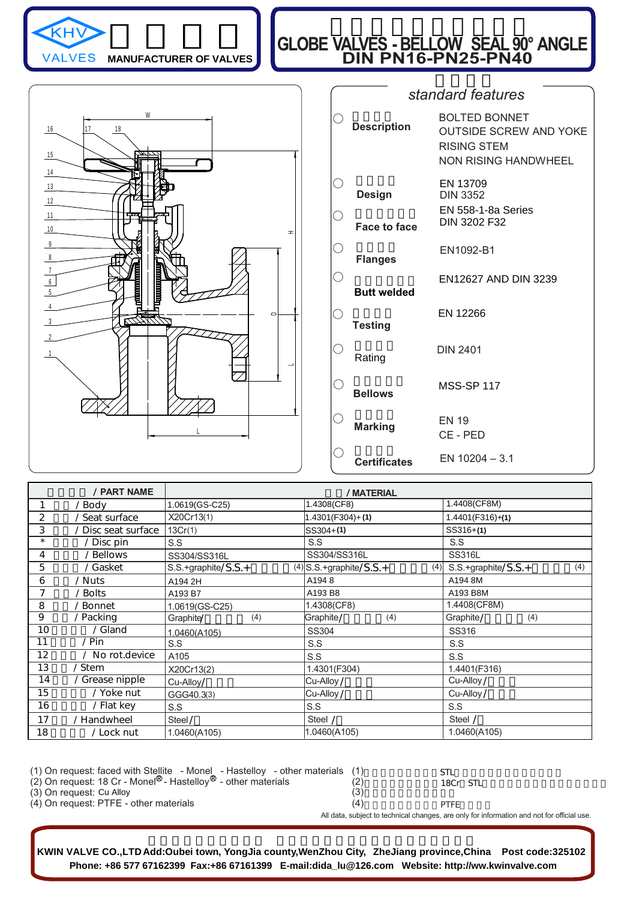KHV VALVES MANUFACTURER OF VALVES

# GLOBE VALVES - BELLOW SEAL 90° ANGLE
## DIN PN16-PN25-PN40

### standard features

| | |
|---|---|
| **Description** | BOLTED BONNET<br>OUTSIDE SCREW AND YOKE<br>RISING STEM<br>NON RISING HANDWHEEL |
| **Design** | EN 13709<br>DIN 3352 |
| **Face to face** | EN 558-1-8a Series<br>DIN 3202 F32 |
| **Flanges** | EN1092-B1 |
| **Butt welded** | EN12627 AND DIN 3239 |
| **Testing** | EN 12266 |
| **Rating** | DIN 2401 |
| **Bellows** | MSS-SP 117 |
| **Marking** | EN 19<br>CE - PED |
| **Certificates** | EN 10204 – 3.1 |

| / PART NAME | / MATERIAL | | |
|---|---|---|---|
| 1 / Body | 1.0619(GS-C25) | 1.4308(CF8) | 1.4408(CF8M) |
| 2 / Seat surface | X20Cr13(1) | 1.4301(F304)+(1) | 1.4401(F316)+(1) |
| 3 / Disc seat surface | 13Cr(1) | SS304+(1) | SS316+(1) |
| * / Disc pin | S.S | S.S | S.S |
| 4 / Bellows | SS304/SS316L | SS304/SS316L | SS316L |
| 5 / Gasket | S.S.+graphite/S.S.+ (4) | S.S.+graphite/S.S.+ (4) | S.S.+graphite/S.S.+ (4) |
| 6 / Nuts | A194 2H | A194 8 | A194 8M |
| 7 / Bolts | A193 B7 | A193 B8 | A193 B8M |
| 8 / Bonnet | 1.0619(GS-C25) | 1.4308(CF8) | 1.4408(CF8M) |
| 9 / Packing | Graphite/ (4) | Graphite/ (4) | Graphite/ (4) |
| 10 / Gland | 1.0460(A105) | SS304 | SS316 |
| 11 / Pin | S.S | S.S | S.S |
| 12 / No rot.device | A105 | S.S | S.S |
| 13 / Stem | X20Cr13(2) | 1.4301(F304) | 1.4401(F316) |
| 14 / Grease nipple | Cu-Alloy/ | Cu-Alloy / | Cu-Alloy / |
| 15 / Yoke nut | GGG40.3(3) | Cu-Alloy / | Cu-Alloy / |
| 16 / Flat key | S.S | S.S | S.S |
| 17 / Handwheel | Steel / | Steel / | Steel / |
| 18 / Lock nut | 1.0460(A105) | 1.0460(A105) | 1.0460(A105) |

(1) On request: faced with Stellite - Monel - Hastelloy - other materials
(2) On request: 18 Cr - Monel® - Hastelloy® - other materials
(3) On request: Cu Alloy
(4) On request: PTFE - other materials

(1) STL
(2) 18Cr STL
(3)
(4) PTFE

All data, subject to technical changes, are only for information and not for official use.

**KWIN VALVE CO.,LTD Add:Oubei town, YongJia county,WenZhou City, ZheJiang province,China Post code:325102**
**Phone: +86 577 67162399 Fax:+86 67161399 E-mail:dida_lu@126.com Website: http://ww.kwinvalve.com**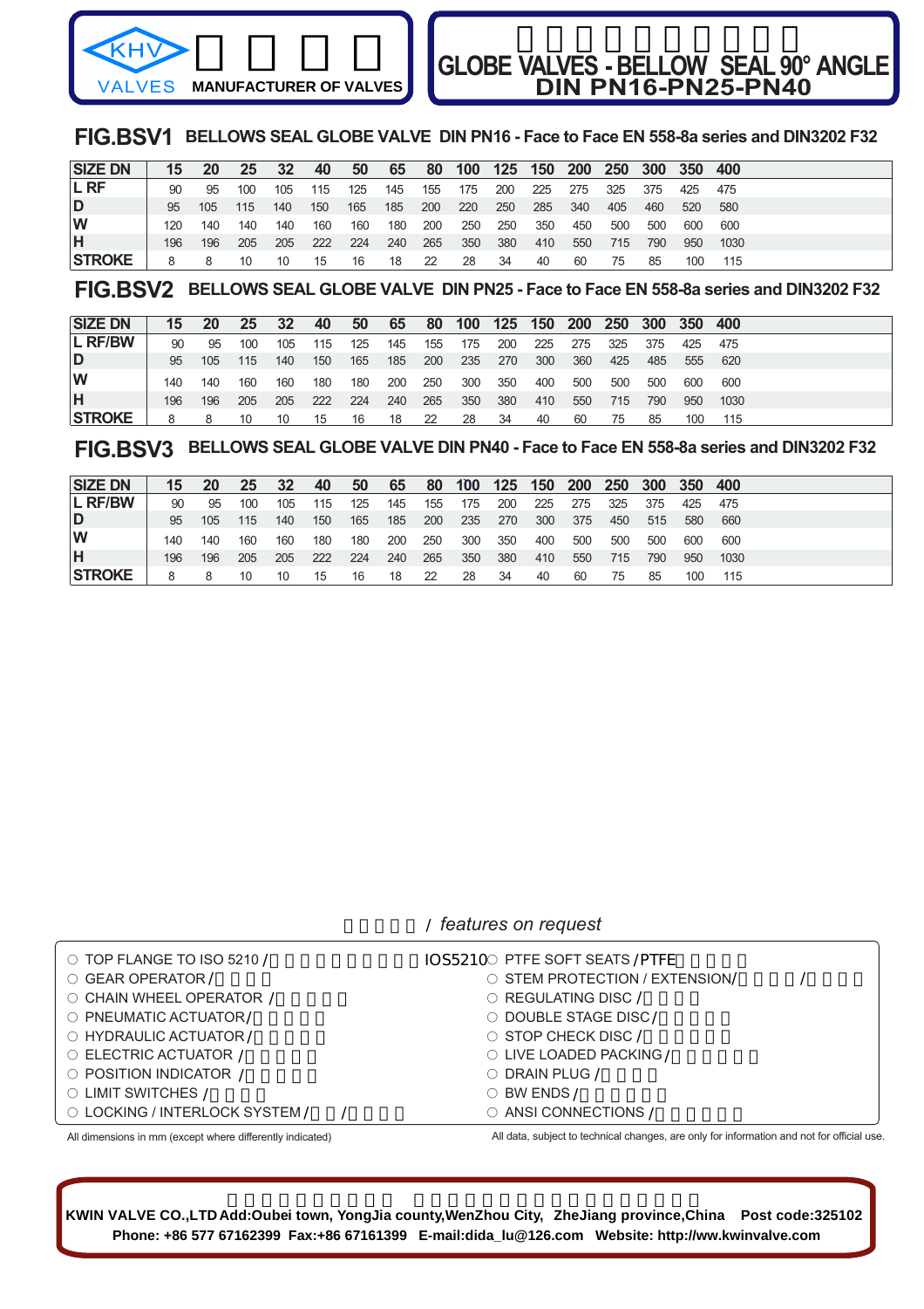KHV VALVES MANUFACTURER OF VALVES

# GLOBE VALVES - BELLOW SEAL 90° ANGLE
## DIN PN16-PN25-PN40

### FIG.BSV1 BELLOWS SEAL GLOBE VALVE DIN PN16 - Face to Face EN 558-8a series and DIN3202 F32

| SIZE DN | 15 | 20 | 25 | 32 | 40 | 50 | 65 | 80 | 100 | 125 | 150 | 200 | 250 | 300 | 350 | 400 |
|---|---|---|---|---|---|---|---|---|---|---|---|---|---|---|---|---|
| L RF | 90 | 95 | 100 | 105 | 115 | 125 | 145 | 155 | 175 | 200 | 225 | 275 | 325 | 375 | 425 | 475 |
| D | 95 | 105 | 115 | 140 | 150 | 165 | 185 | 200 | 220 | 250 | 285 | 340 | 405 | 460 | 520 | 580 |
| W | 120 | 140 | 140 | 140 | 160 | 160 | 180 | 200 | 250 | 250 | 350 | 450 | 500 | 500 | 600 | 600 |
| H | 196 | 196 | 205 | 205 | 222 | 224 | 240 | 265 | 350 | 380 | 410 | 550 | 715 | 790 | 950 | 1030 |
| STROKE | 8 | 8 | 10 | 10 | 15 | 16 | 18 | 22 | 28 | 34 | 40 | 60 | 75 | 85 | 100 | 115 |

### FIG.BSV2 BELLOWS SEAL GLOBE VALVE DIN PN25 - Face to Face EN 558-8a series and DIN3202 F32

| SIZE DN | 15 | 20 | 25 | 32 | 40 | 50 | 65 | 80 | 100 | 125 | 150 | 200 | 250 | 300 | 350 | 400 |
|---|---|---|---|---|---|---|---|---|---|---|---|---|---|---|---|---|
| L RF/BW | 90 | 95 | 100 | 105 | 115 | 125 | 145 | 155 | 175 | 200 | 225 | 275 | 325 | 375 | 425 | 475 |
| D | 95 | 105 | 115 | 140 | 150 | 165 | 185 | 200 | 235 | 270 | 300 | 360 | 425 | 485 | 555 | 620 |
| W | 140 | 140 | 160 | 160 | 180 | 180 | 200 | 250 | 300 | 350 | 400 | 500 | 500 | 500 | 600 | 600 |
| H | 196 | 196 | 205 | 205 | 222 | 224 | 240 | 265 | 350 | 380 | 410 | 550 | 715 | 790 | 950 | 1030 |
| STROKE | 8 | 8 | 10 | 10 | 15 | 16 | 18 | 22 | 28 | 34 | 40 | 60 | 75 | 85 | 100 | 115 |

### FIG.BSV3 BELLOWS SEAL GLOBE VALVE DIN PN40 - Face to Face EN 558-8a series and DIN3202 F32

| SIZE DN | 15 | 20 | 25 | 32 | 40 | 50 | 65 | 80 | 100 | 125 | 150 | 200 | 250 | 300 | 350 | 400 |
|---|---|---|---|---|---|---|---|---|---|---|---|---|---|---|---|---|
| L RF/BW | 90 | 95 | 100 | 105 | 115 | 125 | 145 | 155 | 175 | 200 | 225 | 275 | 325 | 375 | 425 | 475 |
| D | 95 | 105 | 115 | 140 | 150 | 165 | 185 | 200 | 235 | 270 | 300 | 375 | 450 | 515 | 580 | 660 |
| W | 140 | 140 | 160 | 160 | 180 | 180 | 200 | 250 | 300 | 350 | 400 | 500 | 500 | 500 | 600 | 600 |
| H | 196 | 196 | 205 | 205 | 222 | 224 | 240 | 265 | 350 | 380 | 410 | 550 | 715 | 790 | 950 | 1030 |
| STROKE | 8 | 8 | 10 | 10 | 15 | 16 | 18 | 22 | 28 | 34 | 40 | 60 | 75 | 85 | 100 | 115 |

### / *features on request*

- ○ TOP FLANGE TO ISO 5210 / IOS5210
- ○ GEAR OPERATOR /
- ○ CHAIN WHEEL OPERATOR /
- ○ PNEUMATIC ACTUATOR /
- ○ HYDRAULIC ACTUATOR /
- ○ ELECTRIC ACTUATOR /
- ○ POSITION INDICATOR /
- ○ LIMIT SWITCHES /
- ○ LOCKING / INTERLOCK SYSTEM / /
- ○ PTFE SOFT SEATS / PTFE
- ○ STEM PROTECTION / EXTENSION/ /
- ○ REGULATING DISC /
- ○ DOUBLE STAGE DISC /
- ○ STOP CHECK DISC /
- ○ LIVE LOADED PACKING /
- ○ DRAIN PLUG /
- ○ BW ENDS /
- ○ ANSI CONNECTIONS /

All dimensions in mm (except where differently indicated)

All data, subject to technical changes, are only for information and not for official use.

**KWIN VALVE CO.,LTD Add:Oubei town, YongJia county,WenZhou City, ZheJiang province,China Post code:325102**
**Phone: +86 577 67162399 Fax:+86 67161399 E-mail:dida_lu@126.com Website: http://ww.kwinvalve.com**